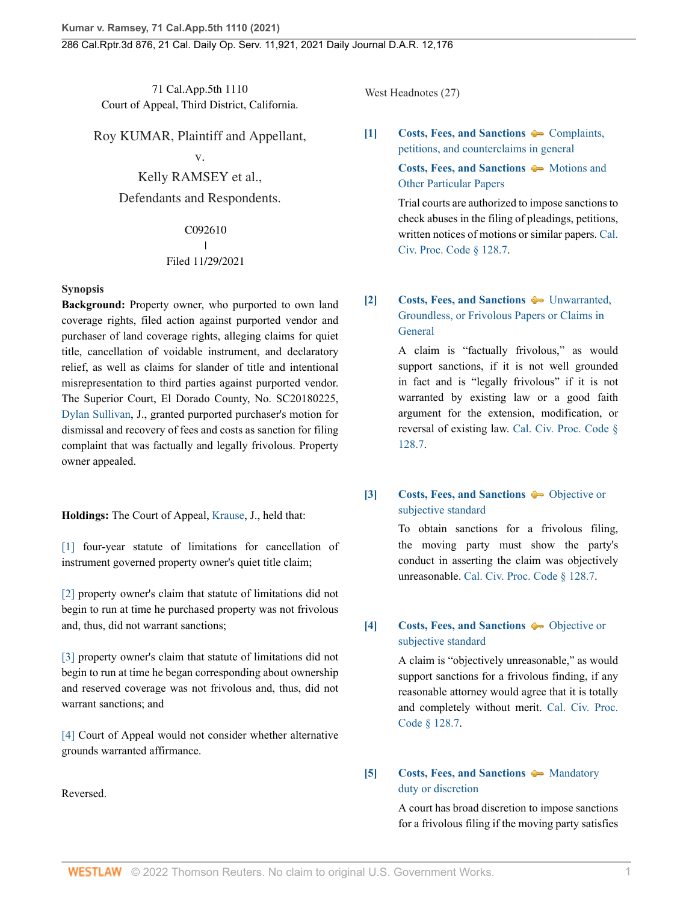71 Cal.App.5th 1110
Court of Appeal, Third District, California.

Roy KUMAR, Plaintiff and Appellant,
v.
Kelly RAMSEY et al.,
Defendants and Respondents.

C092610
|
Filed 11/29/2021

**Synopsis**

**Background:** Property owner, who purported to own land coverage rights, filed action against purported vendor and purchaser of land coverage rights, alleging claims for quiet title, cancellation of voidable instrument, and declaratory relief, as well as claims for slander of title and intentional misrepresentation to third parties against purported vendor. The Superior Court, El Dorado County, No. SC20180225, Dylan Sullivan, J., granted purported purchaser's motion for dismissal and recovery of fees and costs as sanction for filing complaint that was factually and legally frivolous. Property owner appealed.

**Holdings:** The Court of Appeal, Krause, J., held that:

[1] four-year statute of limitations for cancellation of instrument governed property owner's quiet title claim;

[2] property owner's claim that statute of limitations did not begin to run at time he purchased property was not frivolous and, thus, did not warrant sanctions;

[3] property owner's claim that statute of limitations did not begin to run at time he began corresponding about ownership and reserved coverage was not frivolous and, thus, did not warrant sanctions; and

[4] Court of Appeal would not consider whether alternative grounds warranted affirmance.

Reversed.

West Headnotes (27)

**[1]** **Costs, Fees, and Sanctions** — Complaints, petitions, and counterclaims in general
**Costs, Fees, and Sanctions** — Motions and Other Particular Papers

Trial courts are authorized to impose sanctions to check abuses in the filing of pleadings, petitions, written notices of motions or similar papers. Cal. Civ. Proc. Code § 128.7.

**[2]** **Costs, Fees, and Sanctions** — Unwarranted, Groundless, or Frivolous Papers or Claims in General

A claim is "factually frivolous," as would support sanctions, if it is not well grounded in fact and is "legally frivolous" if it is not warranted by existing law or a good faith argument for the extension, modification, or reversal of existing law. Cal. Civ. Proc. Code § 128.7.

**[3]** **Costs, Fees, and Sanctions** — Objective or subjective standard

To obtain sanctions for a frivolous filing, the moving party must show the party's conduct in asserting the claim was objectively unreasonable. Cal. Civ. Proc. Code § 128.7.

**[4]** **Costs, Fees, and Sanctions** — Objective or subjective standard

A claim is "objectively unreasonable," as would support sanctions for a frivolous finding, if any reasonable attorney would agree that it is totally and completely without merit. Cal. Civ. Proc. Code § 128.7.

**[5]** **Costs, Fees, and Sanctions** — Mandatory duty or discretion

A court has broad discretion to impose sanctions for a frivolous filing if the moving party satisfies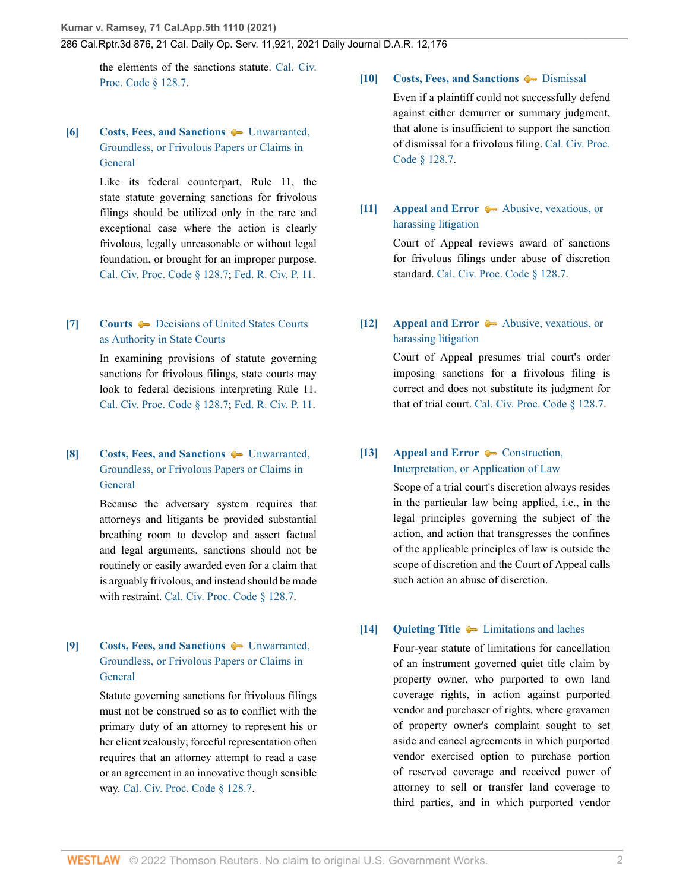the elements of the sanctions statute. Cal. Civ. Proc. Code § 128.7.

**[6] Costs, Fees, and Sanctions** — Unwarranted, Groundless, or Frivolous Papers or Claims in General

Like its federal counterpart, Rule 11, the state statute governing sanctions for frivolous filings should be utilized only in the rare and exceptional case where the action is clearly frivolous, legally unreasonable or without legal foundation, or brought for an improper purpose. Cal. Civ. Proc. Code § 128.7; Fed. R. Civ. P. 11.

**[7] Courts** — Decisions of United States Courts as Authority in State Courts

In examining provisions of statute governing sanctions for frivolous filings, state courts may look to federal decisions interpreting Rule 11. Cal. Civ. Proc. Code § 128.7; Fed. R. Civ. P. 11.

**[8] Costs, Fees, and Sanctions** — Unwarranted, Groundless, or Frivolous Papers or Claims in General

Because the adversary system requires that attorneys and litigants be provided substantial breathing room to develop and assert factual and legal arguments, sanctions should not be routinely or easily awarded even for a claim that is arguably frivolous, and instead should be made with restraint. Cal. Civ. Proc. Code § 128.7.

**[9] Costs, Fees, and Sanctions** — Unwarranted, Groundless, or Frivolous Papers or Claims in General

Statute governing sanctions for frivolous filings must not be construed so as to conflict with the primary duty of an attorney to represent his or her client zealously; forceful representation often requires that an attorney attempt to read a case or an agreement in an innovative though sensible way. Cal. Civ. Proc. Code § 128.7.

**[10] Costs, Fees, and Sanctions** — Dismissal

Even if a plaintiff could not successfully defend against either demurrer or summary judgment, that alone is insufficient to support the sanction of dismissal for a frivolous filing. Cal. Civ. Proc. Code § 128.7.

**[11] Appeal and Error** — Abusive, vexatious, or harassing litigation

Court of Appeal reviews award of sanctions for frivolous filings under abuse of discretion standard. Cal. Civ. Proc. Code § 128.7.

**[12] Appeal and Error** — Abusive, vexatious, or harassing litigation

Court of Appeal presumes trial court's order imposing sanctions for a frivolous filing is correct and does not substitute its judgment for that of trial court. Cal. Civ. Proc. Code § 128.7.

**[13] Appeal and Error** — Construction, Interpretation, or Application of Law

Scope of a trial court's discretion always resides in the particular law being applied, i.e., in the legal principles governing the subject of the action, and action that transgresses the confines of the applicable principles of law is outside the scope of discretion and the Court of Appeal calls such action an abuse of discretion.

**[14] Quieting Title** — Limitations and laches

Four-year statute of limitations for cancellation of an instrument governed quiet title claim by property owner, who purported to own land coverage rights, in action against purported vendor and purchaser of rights, where gravamen of property owner's complaint sought to set aside and cancel agreements in which purported vendor exercised option to purchase portion of reserved coverage and received power of attorney to sell or transfer land coverage to third parties, and in which purported vendor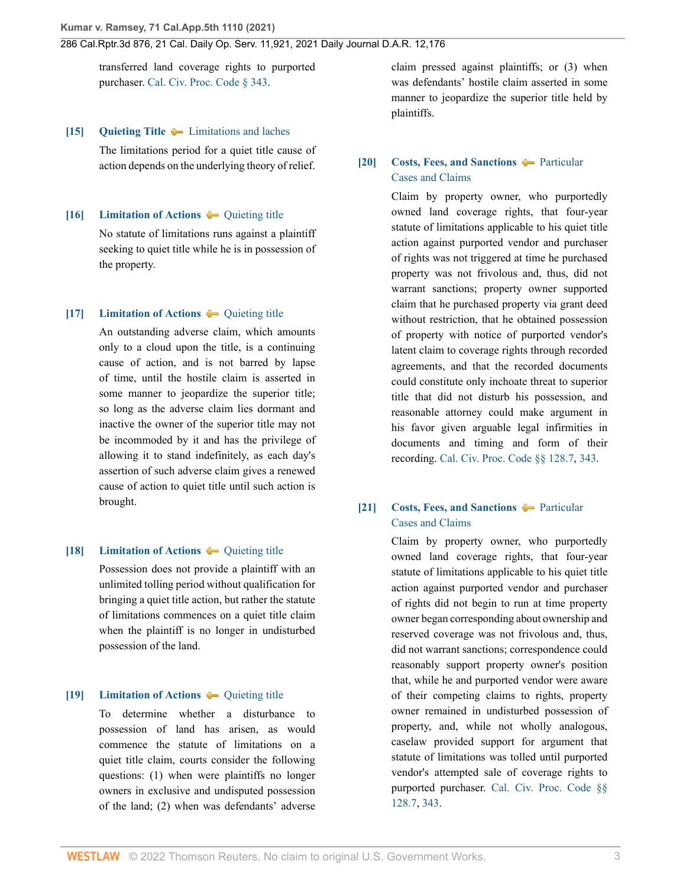transferred land coverage rights to purported purchaser. Cal. Civ. Proc. Code § 343.

**[15]** **Quieting Title** Limitations and laches

The limitations period for a quiet title cause of action depends on the underlying theory of relief.

**[16]** **Limitation of Actions** Quieting title

No statute of limitations runs against a plaintiff seeking to quiet title while he is in possession of the property.

**[17]** **Limitation of Actions** Quieting title

An outstanding adverse claim, which amounts only to a cloud upon the title, is a continuing cause of action, and is not barred by lapse of time, until the hostile claim is asserted in some manner to jeopardize the superior title; so long as the adverse claim lies dormant and inactive the owner of the superior title may not be incommoded by it and has the privilege of allowing it to stand indefinitely, as each day's assertion of such adverse claim gives a renewed cause of action to quiet title until such action is brought.

**[18]** **Limitation of Actions** Quieting title

Possession does not provide a plaintiff with an unlimited tolling period without qualification for bringing a quiet title action, but rather the statute of limitations commences on a quiet title claim when the plaintiff is no longer in undisturbed possession of the land.

**[19]** **Limitation of Actions** Quieting title

To determine whether a disturbance to possession of land has arisen, as would commence the statute of limitations on a quiet title claim, courts consider the following questions: (1) when were plaintiffs no longer owners in exclusive and undisputed possession of the land; (2) when was defendants' adverse claim pressed against plaintiffs; or (3) when was defendants' hostile claim asserted in some manner to jeopardize the superior title held by plaintiffs.

**[20]** **Costs, Fees, and Sanctions** Particular Cases and Claims

Claim by property owner, who purportedly owned land coverage rights, that four-year statute of limitations applicable to his quiet title action against purported vendor and purchaser of rights was not triggered at time he purchased property was not frivolous and, thus, did not warrant sanctions; property owner supported claim that he purchased property via grant deed without restriction, that he obtained possession of property with notice of purported vendor's latent claim to coverage rights through recorded agreements, and that the recorded documents could constitute only inchoate threat to superior title that did not disturb his possession, and reasonable attorney could make argument in his favor given arguable legal infirmities in documents and timing and form of their recording. Cal. Civ. Proc. Code §§ 128.7, 343.

**[21]** **Costs, Fees, and Sanctions** Particular Cases and Claims

Claim by property owner, who purportedly owned land coverage rights, that four-year statute of limitations applicable to his quiet title action against purported vendor and purchaser of rights did not begin to run at time property owner began corresponding about ownership and reserved coverage was not frivolous and, thus, did not warrant sanctions; correspondence could reasonably support property owner's position that, while he and purported vendor were aware of their competing claims to rights, property owner remained in undisturbed possession of property, and, while not wholly analogous, caselaw provided support for argument that statute of limitations was tolled until purported vendor's attempted sale of coverage rights to purported purchaser. Cal. Civ. Proc. Code §§ 128.7, 343.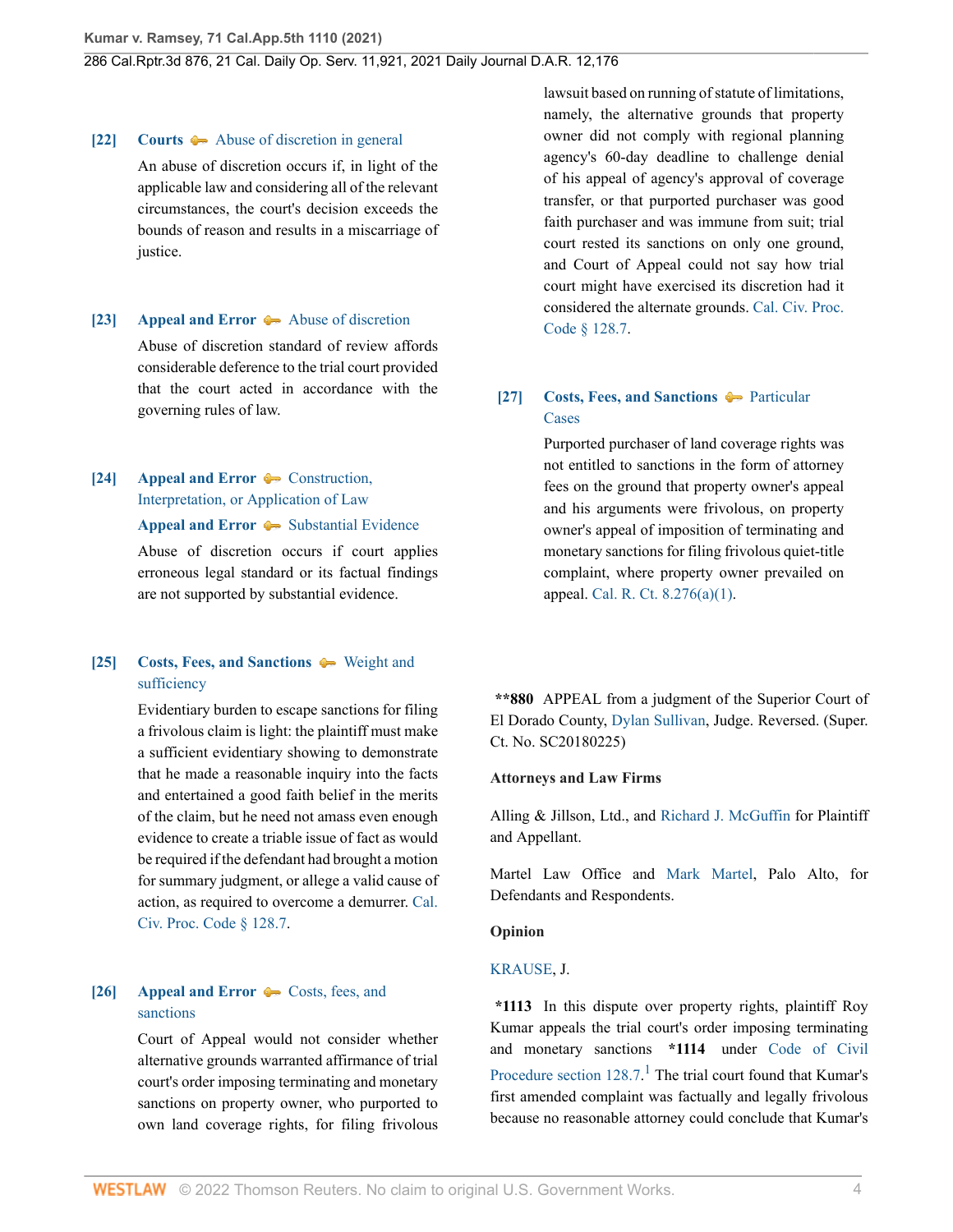**[22]** **Courts** Abuse of discretion in general

An abuse of discretion occurs if, in light of the applicable law and considering all of the relevant circumstances, the court's decision exceeds the bounds of reason and results in a miscarriage of justice.

**[23]** **Appeal and Error** Abuse of discretion

Abuse of discretion standard of review affords considerable deference to the trial court provided that the court acted in accordance with the governing rules of law.

**[24]** **Appeal and Error** Construction, Interpretation, or Application of Law

**Appeal and Error** Substantial Evidence

Abuse of discretion occurs if court applies erroneous legal standard or its factual findings are not supported by substantial evidence.

**[25]** **Costs, Fees, and Sanctions** Weight and sufficiency

Evidentiary burden to escape sanctions for filing a frivolous claim is light: the plaintiff must make a sufficient evidentiary showing to demonstrate that he made a reasonable inquiry into the facts and entertained a good faith belief in the merits of the claim, but he need not amass even enough evidence to create a triable issue of fact as would be required if the defendant had brought a motion for summary judgment, or allege a valid cause of action, as required to overcome a demurrer. Cal. Civ. Proc. Code § 128.7.

**[26]** **Appeal and Error** Costs, fees, and sanctions

Court of Appeal would not consider whether alternative grounds warranted affirmance of trial court's order imposing terminating and monetary sanctions on property owner, who purported to own land coverage rights, for filing frivolous lawsuit based on running of statute of limitations, namely, the alternative grounds that property owner did not comply with regional planning agency's 60-day deadline to challenge denial of his appeal of agency's approval of coverage transfer, or that purported purchaser was good faith purchaser and was immune from suit; trial court rested its sanctions on only one ground, and Court of Appeal could not say how trial court might have exercised its discretion had it considered the alternate grounds. Cal. Civ. Proc. Code § 128.7.

**[27]** **Costs, Fees, and Sanctions** Particular Cases

Purported purchaser of land coverage rights was not entitled to sanctions in the form of attorney fees on the ground that property owner's appeal and his arguments were frivolous, on property owner's appeal of imposition of terminating and monetary sanctions for filing frivolous quiet-title complaint, where property owner prevailed on appeal. Cal. R. Ct. 8.276(a)(1).

**\*\*880** APPEAL from a judgment of the Superior Court of El Dorado County, Dylan Sullivan, Judge. Reversed. (Super. Ct. No. SC20180225)

**Attorneys and Law Firms**

Alling & Jillson, Ltd., and Richard J. McGuffin for Plaintiff and Appellant.

Martel Law Office and Mark Martel, Palo Alto, for Defendants and Respondents.

**Opinion**

KRAUSE, J.

**\*1113** In this dispute over property rights, plaintiff Roy Kumar appeals the trial court's order imposing terminating and monetary sanctions **\*1114** under Code of Civil Procedure section 128.7.[1] The trial court found that Kumar's first amended complaint was factually and legally frivolous because no reasonable attorney could conclude that Kumar's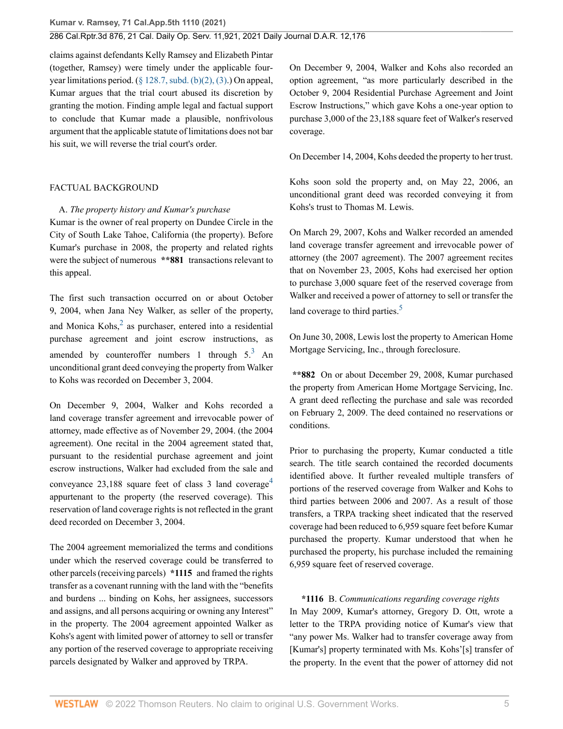claims against defendants Kelly Ramsey and Elizabeth Pintar (together, Ramsey) were timely under the applicable four-year limitations period. (§ 128.7, subd. (b)(2), (3).) On appeal, Kumar argues that the trial court abused its discretion by granting the motion. Finding ample legal and factual support to conclude that Kumar made a plausible, nonfrivolous argument that the applicable statute of limitations does not bar his suit, we will reverse the trial court's order.

## FACTUAL BACKGROUND

A. *The property history and Kumar's purchase*

Kumar is the owner of real property on Dundee Circle in the City of South Lake Tahoe, California (the property). Before Kumar's purchase in 2008, the property and related rights were the subject of numerous **\*\*881** transactions relevant to this appeal.

The first such transaction occurred on or about October 9, 2004, when Jana Ney Walker, as seller of the property, and Monica Kohs,[2] as purchaser, entered into a residential purchase agreement and joint escrow instructions, as amended by counteroffer numbers 1 through 5.[3] An unconditional grant deed conveying the property from Walker to Kohs was recorded on December 3, 2004.

On December 9, 2004, Walker and Kohs recorded a land coverage transfer agreement and irrevocable power of attorney, made effective as of November 29, 2004. (the 2004 agreement). One recital in the 2004 agreement stated that, pursuant to the residential purchase agreement and joint escrow instructions, Walker had excluded from the sale and conveyance 23,188 square feet of class 3 land coverage[4] appurtenant to the property (the reserved coverage). This reservation of land coverage rights is not reflected in the grant deed recorded on December 3, 2004.

The 2004 agreement memorialized the terms and conditions under which the reserved coverage could be transferred to other parcels (receiving parcels) **\*1115** and framed the rights transfer as a covenant running with the land with the "benefits and burdens ... binding on Kohs, her assignees, successors and assigns, and all persons acquiring or owning any Interest" in the property. The 2004 agreement appointed Walker as Kohs's agent with limited power of attorney to sell or transfer any portion of the reserved coverage to appropriate receiving parcels designated by Walker and approved by TRPA.

On December 9, 2004, Walker and Kohs also recorded an option agreement, "as more particularly described in the October 9, 2004 Residential Purchase Agreement and Joint Escrow Instructions," which gave Kohs a one-year option to purchase 3,000 of the 23,188 square feet of Walker's reserved coverage.

On December 14, 2004, Kohs deeded the property to her trust.

Kohs soon sold the property and, on May 22, 2006, an unconditional grant deed was recorded conveying it from Kohs's trust to Thomas M. Lewis.

On March 29, 2007, Kohs and Walker recorded an amended land coverage transfer agreement and irrevocable power of attorney (the 2007 agreement). The 2007 agreement recites that on November 23, 2005, Kohs had exercised her option to purchase 3,000 square feet of the reserved coverage from Walker and received a power of attorney to sell or transfer the land coverage to third parties.[5]

On June 30, 2008, Lewis lost the property to American Home Mortgage Servicing, Inc., through foreclosure.

**\*\*882** On or about December 29, 2008, Kumar purchased the property from American Home Mortgage Servicing, Inc. A grant deed reflecting the purchase and sale was recorded on February 2, 2009. The deed contained no reservations or conditions.

Prior to purchasing the property, Kumar conducted a title search. The title search contained the recorded documents identified above. It further revealed multiple transfers of portions of the reserved coverage from Walker and Kohs to third parties between 2006 and 2007. As a result of those transfers, a TRPA tracking sheet indicated that the reserved coverage had been reduced to 6,959 square feet before Kumar purchased the property. Kumar understood that when he purchased the property, his purchase included the remaining 6,959 square feet of reserved coverage.

**\*1116** B. *Communications regarding coverage rights*

In May 2009, Kumar's attorney, Gregory D. Ott, wrote a letter to the TRPA providing notice of Kumar's view that "any power Ms. Walker had to transfer coverage away from [Kumar's] property terminated with Ms. Kohs'[s] transfer of the property. In the event that the power of attorney did not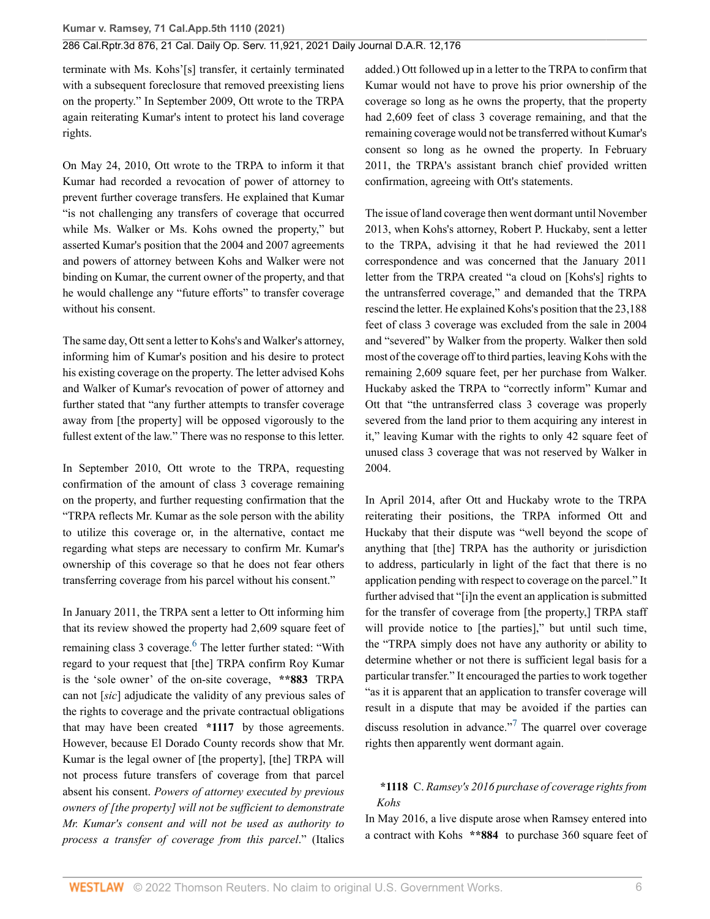terminate with Ms. Kohs'[s] transfer, it certainly terminated with a subsequent foreclosure that removed preexisting liens on the property." In September 2009, Ott wrote to the TRPA again reiterating Kumar's intent to protect his land coverage rights.

On May 24, 2010, Ott wrote to the TRPA to inform it that Kumar had recorded a revocation of power of attorney to prevent further coverage transfers. He explained that Kumar "is not challenging any transfers of coverage that occurred while Ms. Walker or Ms. Kohs owned the property," but asserted Kumar's position that the 2004 and 2007 agreements and powers of attorney between Kohs and Walker were not binding on Kumar, the current owner of the property, and that he would challenge any "future efforts" to transfer coverage without his consent.

The same day, Ott sent a letter to Kohs's and Walker's attorney, informing him of Kumar's position and his desire to protect his existing coverage on the property. The letter advised Kohs and Walker of Kumar's revocation of power of attorney and further stated that "any further attempts to transfer coverage away from [the property] will be opposed vigorously to the fullest extent of the law." There was no response to this letter.

In September 2010, Ott wrote to the TRPA, requesting confirmation of the amount of class 3 coverage remaining on the property, and further requesting confirmation that the "TRPA reflects Mr. Kumar as the sole person with the ability to utilize this coverage or, in the alternative, contact me regarding what steps are necessary to confirm Mr. Kumar's ownership of this coverage so that he does not fear others transferring coverage from his parcel without his consent."

In January 2011, the TRPA sent a letter to Ott informing him that its review showed the property had 2,609 square feet of remaining class 3 coverage.[6] The letter further stated: "With regard to your request that [the] TRPA confirm Roy Kumar is the 'sole owner' of the on-site coverage, **\*\*883** TRPA can not [*sic*] adjudicate the validity of any previous sales of the rights to coverage and the private contractual obligations that may have been created **\*1117** by those agreements. However, because El Dorado County records show that Mr. Kumar is the legal owner of [the property], [the] TRPA will not process future transfers of coverage from that parcel absent his consent. *Powers of attorney executed by previous owners of [the property] will not be sufficient to demonstrate Mr. Kumar's consent and will not be used as authority to process a transfer of coverage from this parcel*." (Italics added.) Ott followed up in a letter to the TRPA to confirm that Kumar would not have to prove his prior ownership of the coverage so long as he owns the property, that the property had 2,609 feet of class 3 coverage remaining, and that the remaining coverage would not be transferred without Kumar's consent so long as he owned the property. In February 2011, the TRPA's assistant branch chief provided written confirmation, agreeing with Ott's statements.

The issue of land coverage then went dormant until November 2013, when Kohs's attorney, Robert P. Huckaby, sent a letter to the TRPA, advising it that he had reviewed the 2011 correspondence and was concerned that the January 2011 letter from the TRPA created "a cloud on [Kohs's] rights to the untransferred coverage," and demanded that the TRPA rescind the letter. He explained Kohs's position that the 23,188 feet of class 3 coverage was excluded from the sale in 2004 and "severed" by Walker from the property. Walker then sold most of the coverage off to third parties, leaving Kohs with the remaining 2,609 square feet, per her purchase from Walker. Huckaby asked the TRPA to "correctly inform" Kumar and Ott that "the untransferred class 3 coverage was properly severed from the land prior to them acquiring any interest in it," leaving Kumar with the rights to only 42 square feet of unused class 3 coverage that was not reserved by Walker in 2004.

In April 2014, after Ott and Huckaby wrote to the TRPA reiterating their positions, the TRPA informed Ott and Huckaby that their dispute was "well beyond the scope of anything that [the] TRPA has the authority or jurisdiction to address, particularly in light of the fact that there is no application pending with respect to coverage on the parcel." It further advised that "[i]n the event an application is submitted for the transfer of coverage from [the property,] TRPA staff will provide notice to [the parties]," but until such time, the "TRPA simply does not have any authority or ability to determine whether or not there is sufficient legal basis for a particular transfer." It encouraged the parties to work together "as it is apparent that an application to transfer coverage will result in a dispute that may be avoided if the parties can discuss resolution in advance."[7] The quarrel over coverage rights then apparently went dormant again.

### **\*1118** C. *Ramsey's 2016 purchase of coverage rights from Kohs*

In May 2016, a live dispute arose when Ramsey entered into a contract with Kohs **\*\*884** to purchase 360 square feet of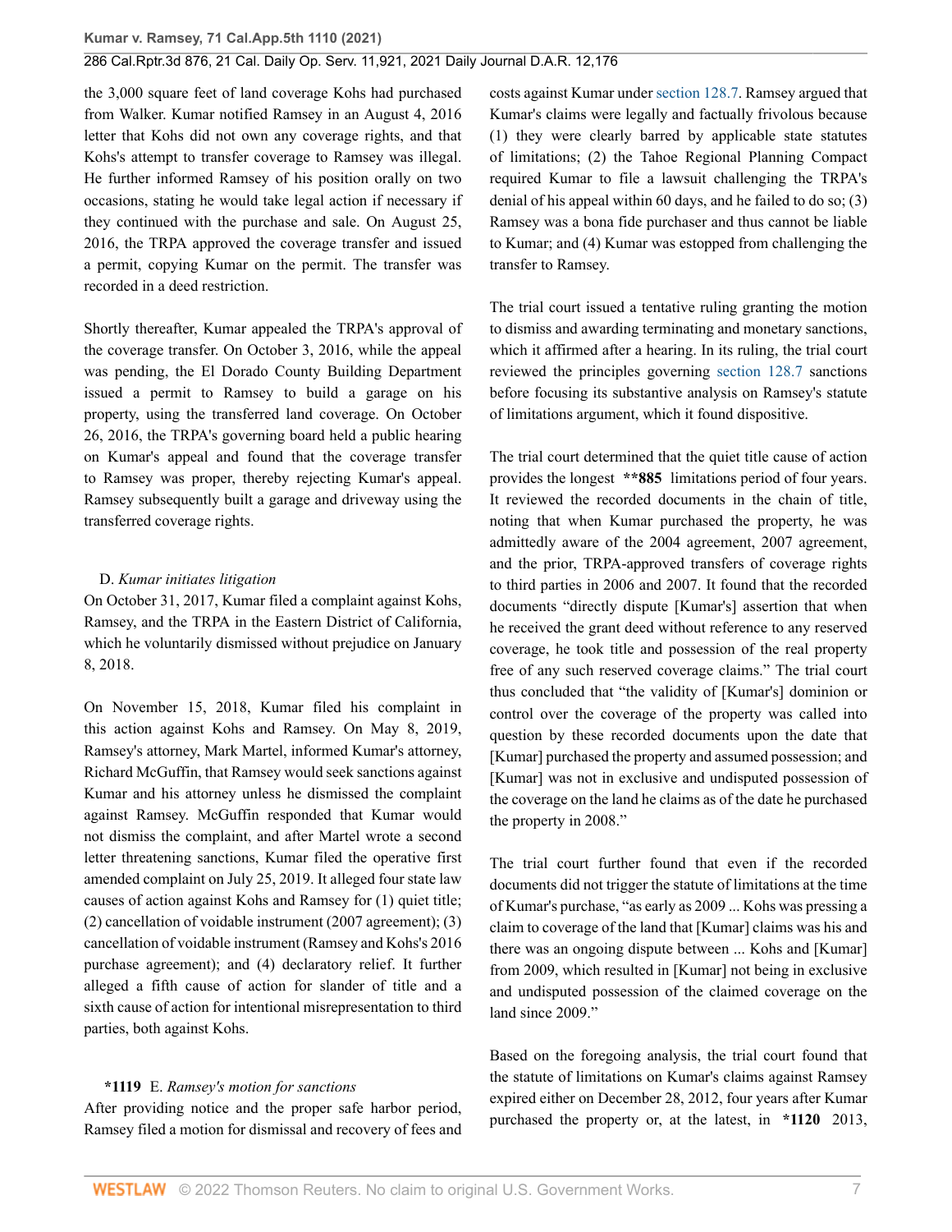the 3,000 square feet of land coverage Kohs had purchased from Walker. Kumar notified Ramsey in an August 4, 2016 letter that Kohs did not own any coverage rights, and that Kohs's attempt to transfer coverage to Ramsey was illegal. He further informed Ramsey of his position orally on two occasions, stating he would take legal action if necessary if they continued with the purchase and sale. On August 25, 2016, the TRPA approved the coverage transfer and issued a permit, copying Kumar on the permit. The transfer was recorded in a deed restriction.

Shortly thereafter, Kumar appealed the TRPA's approval of the coverage transfer. On October 3, 2016, while the appeal was pending, the El Dorado County Building Department issued a permit to Ramsey to build a garage on his property, using the transferred land coverage. On October 26, 2016, the TRPA's governing board held a public hearing on Kumar's appeal and found that the coverage transfer to Ramsey was proper, thereby rejecting Kumar's appeal. Ramsey subsequently built a garage and driveway using the transferred coverage rights.

D. *Kumar initiates litigation*

On October 31, 2017, Kumar filed a complaint against Kohs, Ramsey, and the TRPA in the Eastern District of California, which he voluntarily dismissed without prejudice on January 8, 2018.

On November 15, 2018, Kumar filed his complaint in this action against Kohs and Ramsey. On May 8, 2019, Ramsey's attorney, Mark Martel, informed Kumar's attorney, Richard McGuffin, that Ramsey would seek sanctions against Kumar and his attorney unless he dismissed the complaint against Ramsey. McGuffin responded that Kumar would not dismiss the complaint, and after Martel wrote a second letter threatening sanctions, Kumar filed the operative first amended complaint on July 25, 2019. It alleged four state law causes of action against Kohs and Ramsey for (1) quiet title; (2) cancellation of voidable instrument (2007 agreement); (3) cancellation of voidable instrument (Ramsey and Kohs's 2016 purchase agreement); and (4) declaratory relief. It further alleged a fifth cause of action for slander of title and a sixth cause of action for intentional misrepresentation to third parties, both against Kohs.

**\*1119** E. *Ramsey's motion for sanctions*

After providing notice and the proper safe harbor period, Ramsey filed a motion for dismissal and recovery of fees and costs against Kumar under section 128.7. Ramsey argued that Kumar's claims were legally and factually frivolous because (1) they were clearly barred by applicable state statutes of limitations; (2) the Tahoe Regional Planning Compact required Kumar to file a lawsuit challenging the TRPA's denial of his appeal within 60 days, and he failed to do so; (3) Ramsey was a bona fide purchaser and thus cannot be liable to Kumar; and (4) Kumar was estopped from challenging the transfer to Ramsey.

The trial court issued a tentative ruling granting the motion to dismiss and awarding terminating and monetary sanctions, which it affirmed after a hearing. In its ruling, the trial court reviewed the principles governing section 128.7 sanctions before focusing its substantive analysis on Ramsey's statute of limitations argument, which it found dispositive.

The trial court determined that the quiet title cause of action provides the longest **\*\*885** limitations period of four years. It reviewed the recorded documents in the chain of title, noting that when Kumar purchased the property, he was admittedly aware of the 2004 agreement, 2007 agreement, and the prior, TRPA-approved transfers of coverage rights to third parties in 2006 and 2007. It found that the recorded documents "directly dispute [Kumar's] assertion that when he received the grant deed without reference to any reserved coverage, he took title and possession of the real property free of any such reserved coverage claims." The trial court thus concluded that "the validity of [Kumar's] dominion or control over the coverage of the property was called into question by these recorded documents upon the date that [Kumar] purchased the property and assumed possession; and [Kumar] was not in exclusive and undisputed possession of the coverage on the land he claims as of the date he purchased the property in 2008."

The trial court further found that even if the recorded documents did not trigger the statute of limitations at the time of Kumar's purchase, "as early as 2009 ... Kohs was pressing a claim to coverage of the land that [Kumar] claims was his and there was an ongoing dispute between ... Kohs and [Kumar] from 2009, which resulted in [Kumar] not being in exclusive and undisputed possession of the claimed coverage on the land since 2009."

Based on the foregoing analysis, the trial court found that the statute of limitations on Kumar's claims against Ramsey expired either on December 28, 2012, four years after Kumar purchased the property or, at the latest, in **\*1120** 2013,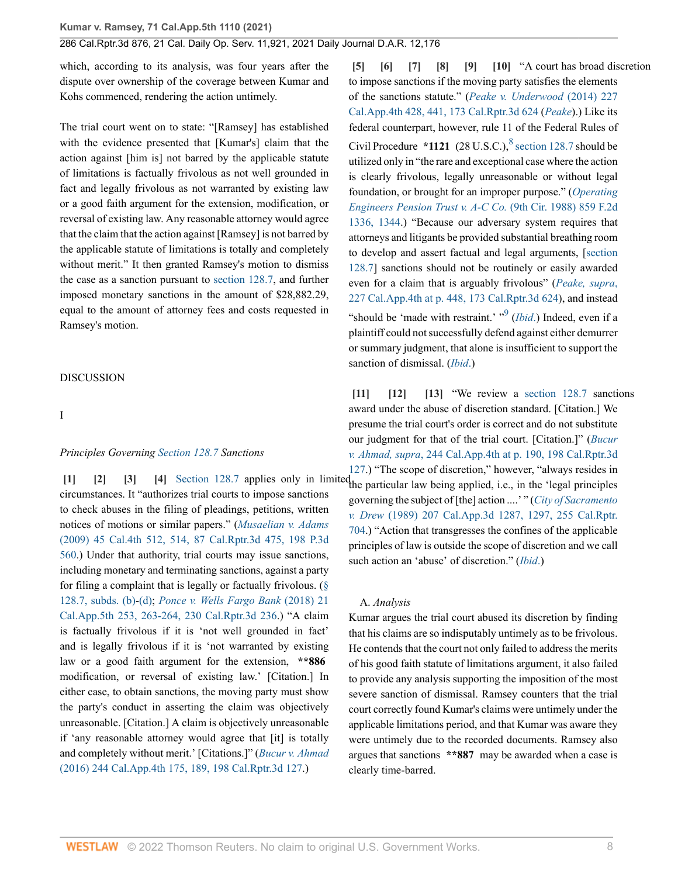which, according to its analysis, was four years after the dispute over ownership of the coverage between Kumar and Kohs commenced, rendering the action untimely.

The trial court went on to state: "[Ramsey] has established with the evidence presented that [Kumar's] claim that the action against [him is] not barred by the applicable statute of limitations is factually frivolous as not well grounded in fact and legally frivolous as not warranted by existing law or a good faith argument for the extension, modification, or reversal of existing law. Any reasonable attorney would agree that the claim that the action against [Ramsey] is not barred by the applicable statute of limitations is totally and completely without merit." It then granted Ramsey's motion to dismiss the case as a sanction pursuant to section 128.7, and further imposed monetary sanctions in the amount of $28,882.29, equal to the amount of attorney fees and costs requested in Ramsey's motion.

## DISCUSSION

### I

#### *Principles Governing Section 128.7 Sanctions*

**[1] [2] [3] [4]** Section 128.7 applies only in limited circumstances. It "authorizes trial courts to impose sanctions to check abuses in the filing of pleadings, petitions, written notices of motions or similar papers." (*Musaelian v. Adams* (2009) 45 Cal.4th 512, 514, 87 Cal.Rptr.3d 475, 198 P.3d 560.) Under that authority, trial courts may issue sanctions, including monetary and terminating sanctions, against a party for filing a complaint that is legally or factually frivolous. (§ 128.7, subds. (b)-(d); *Ponce v. Wells Fargo Bank* (2018) 21 Cal.App.5th 253, 263-264, 230 Cal.Rptr.3d 236.) "A claim is factually frivolous if it is 'not well grounded in fact' and is legally frivolous if it is 'not warranted by existing law or a good faith argument for the extension, **\*\*886** modification, or reversal of existing law.' [Citation.] In either case, to obtain sanctions, the moving party must show the party's conduct in asserting the claim was objectively unreasonable. [Citation.] A claim is objectively unreasonable if 'any reasonable attorney would agree that [it] is totally and completely without merit.' [Citations.]" (*Bucur v. Ahmad* (2016) 244 Cal.App.4th 175, 189, 198 Cal.Rptr.3d 127.)

**[5] [6] [7] [8] [9] [10]** "A court has broad discretion to impose sanctions if the moving party satisfies the elements of the sanctions statute." (*Peake v. Underwood* (2014) 227 Cal.App.4th 428, 441, 173 Cal.Rptr.3d 624 (*Peake*).) Like its federal counterpart, however, rule 11 of the Federal Rules of Civil Procedure **\*1121** (28 U.S.C.),[8] section 128.7 should be utilized only in "the rare and exceptional case where the action is clearly frivolous, legally unreasonable or without legal foundation, or brought for an improper purpose." (*Operating Engineers Pension Trust v. A-C Co.* (9th Cir. 1988) 859 F.2d 1336, 1344.) "Because our adversary system requires that attorneys and litigants be provided substantial breathing room to develop and assert factual and legal arguments, [section 128.7] sanctions should not be routinely or easily awarded even for a claim that is arguably frivolous" (*Peake, supra*, 227 Cal.App.4th at p. 448, 173 Cal.Rptr.3d 624), and instead "should be 'made with restraint.' "[9] (*Ibid.*) Indeed, even if a plaintiff could not successfully defend against either demurrer or summary judgment, that alone is insufficient to support the sanction of dismissal. (*Ibid.*)

**[11] [12] [13]** "We review a section 128.7 sanctions award under the abuse of discretion standard. [Citation.] We presume the trial court's order is correct and do not substitute our judgment for that of the trial court. [Citation.]" (*Bucur v. Ahmad, supra*, 244 Cal.App.4th at p. 190, 198 Cal.Rptr.3d 127.) "The scope of discretion," however, "always resides in the particular law being applied, i.e., in the 'legal principles governing the subject of [the] action ....' " (*City of Sacramento v. Drew* (1989) 207 Cal.App.3d 1287, 1297, 255 Cal.Rptr. 704.) "Action that transgresses the confines of the applicable principles of law is outside the scope of discretion and we call such action an 'abuse' of discretion." (*Ibid.*)

##### A. *Analysis*

Kumar argues the trial court abused its discretion by finding that his claims are so indisputably untimely as to be frivolous. He contends that the court not only failed to address the merits of his good faith statute of limitations argument, it also failed to provide any analysis supporting the imposition of the most severe sanction of dismissal. Ramsey counters that the trial court correctly found Kumar's claims were untimely under the applicable limitations period, and that Kumar was aware they were untimely due to the recorded documents. Ramsey also argues that sanctions **\*\*887** may be awarded when a case is clearly time-barred.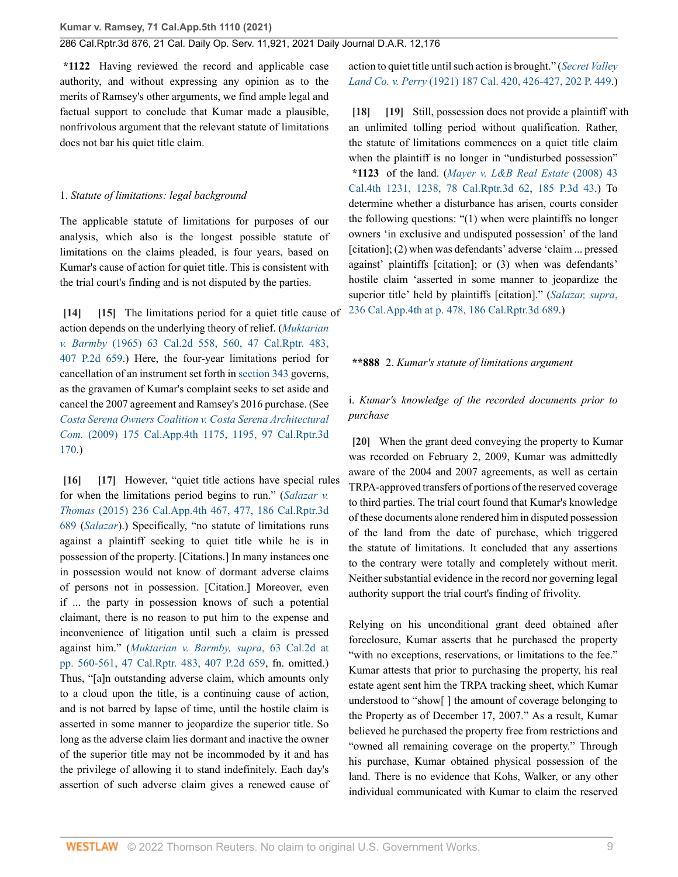**\*1122** Having reviewed the record and applicable case authority, and without expressing any opinion as to the merits of Ramsey's other arguments, we find ample legal and factual support to conclude that Kumar made a plausible, nonfrivolous argument that the relevant statute of limitations does not bar his quiet title claim.

1. *Statute of limitations: legal background*

The applicable statute of limitations for purposes of our analysis, which also is the longest possible statute of limitations on the claims pleaded, is four years, based on Kumar's cause of action for quiet title. This is consistent with the trial court's finding and is not disputed by the parties.

**[14]** **[15]** The limitations period for a quiet title cause of action depends on the underlying theory of relief. (*Muktarian v. Barmby* (1965) 63 Cal.2d 558, 560, 47 Cal.Rptr. 483, 407 P.2d 659.) Here, the four-year limitations period for cancellation of an instrument set forth in section 343 governs, as the gravamen of Kumar's complaint seeks to set aside and cancel the 2007 agreement and Ramsey's 2016 purchase. (See *Costa Serena Owners Coalition v. Costa Serena Architectural Com.* (2009) 175 Cal.App.4th 1175, 1195, 97 Cal.Rptr.3d 170.)

**[16]** **[17]** However, "quiet title actions have special rules for when the limitations period begins to run." (*Salazar v. Thomas* (2015) 236 Cal.App.4th 467, 477, 186 Cal.Rptr.3d 689 (*Salazar*).) Specifically, "no statute of limitations runs against a plaintiff seeking to quiet title while he is in possession of the property. [Citations.] In many instances one in possession would not know of dormant adverse claims of persons not in possession. [Citation.] Moreover, even if ... the party in possession knows of such a potential claimant, there is no reason to put him to the expense and inconvenience of litigation until such a claim is pressed against him." (*Muktarian v. Barmby, supra*, 63 Cal.2d at pp. 560-561, 47 Cal.Rptr. 483, 407 P.2d 659, fn. omitted.) Thus, "[a]n outstanding adverse claim, which amounts only to a cloud upon the title, is a continuing cause of action, and is not barred by lapse of time, until the hostile claim is asserted in some manner to jeopardize the superior title. So long as the adverse claim lies dormant and inactive the owner of the superior title may not be incommoded by it and has the privilege of allowing it to stand indefinitely. Each day's assertion of such adverse claim gives a renewed cause of action to quiet title until such action is brought." (*Secret Valley Land Co. v. Perry* (1921) 187 Cal. 420, 426-427, 202 P. 449.)

**[18]** **[19]** Still, possession does not provide a plaintiff with an unlimited tolling period without qualification. Rather, the statute of limitations commences on a quiet title claim when the plaintiff is no longer in "undisturbed possession" **\*1123** of the land. (*Mayer v. L&B Real Estate* (2008) 43 Cal.4th 1231, 1238, 78 Cal.Rptr.3d 62, 185 P.3d 43.) To determine whether a disturbance has arisen, courts consider the following questions: "(1) when were plaintiffs no longer owners 'in exclusive and undisputed possession' of the land [citation]; (2) when was defendants' adverse 'claim ... pressed against' plaintiffs [citation]; or (3) when was defendants' hostile claim 'asserted in some manner to jeopardize the superior title' held by plaintiffs [citation]." (*Salazar, supra*, 236 Cal.App.4th at p. 478, 186 Cal.Rptr.3d 689.)

**\*\*888** 2. *Kumar's statute of limitations argument*

i. *Kumar's knowledge of the recorded documents prior to purchase*

**[20]** When the grant deed conveying the property to Kumar was recorded on February 2, 2009, Kumar was admittedly aware of the 2004 and 2007 agreements, as well as certain TRPA-approved transfers of portions of the reserved coverage to third parties. The trial court found that Kumar's knowledge of these documents alone rendered him in disputed possession of the land from the date of purchase, which triggered the statute of limitations. It concluded that any assertions to the contrary were totally and completely without merit. Neither substantial evidence in the record nor governing legal authority support the trial court's finding of frivolity.

Relying on his unconditional grant deed obtained after foreclosure, Kumar asserts that he purchased the property "with no exceptions, reservations, or limitations to the fee." Kumar attests that prior to purchasing the property, his real estate agent sent him the TRPA tracking sheet, which Kumar understood to "show[ ] the amount of coverage belonging to the Property as of December 17, 2007." As a result, Kumar believed he purchased the property free from restrictions and "owned all remaining coverage on the property." Through his purchase, Kumar obtained physical possession of the land. There is no evidence that Kohs, Walker, or any other individual communicated with Kumar to claim the reserved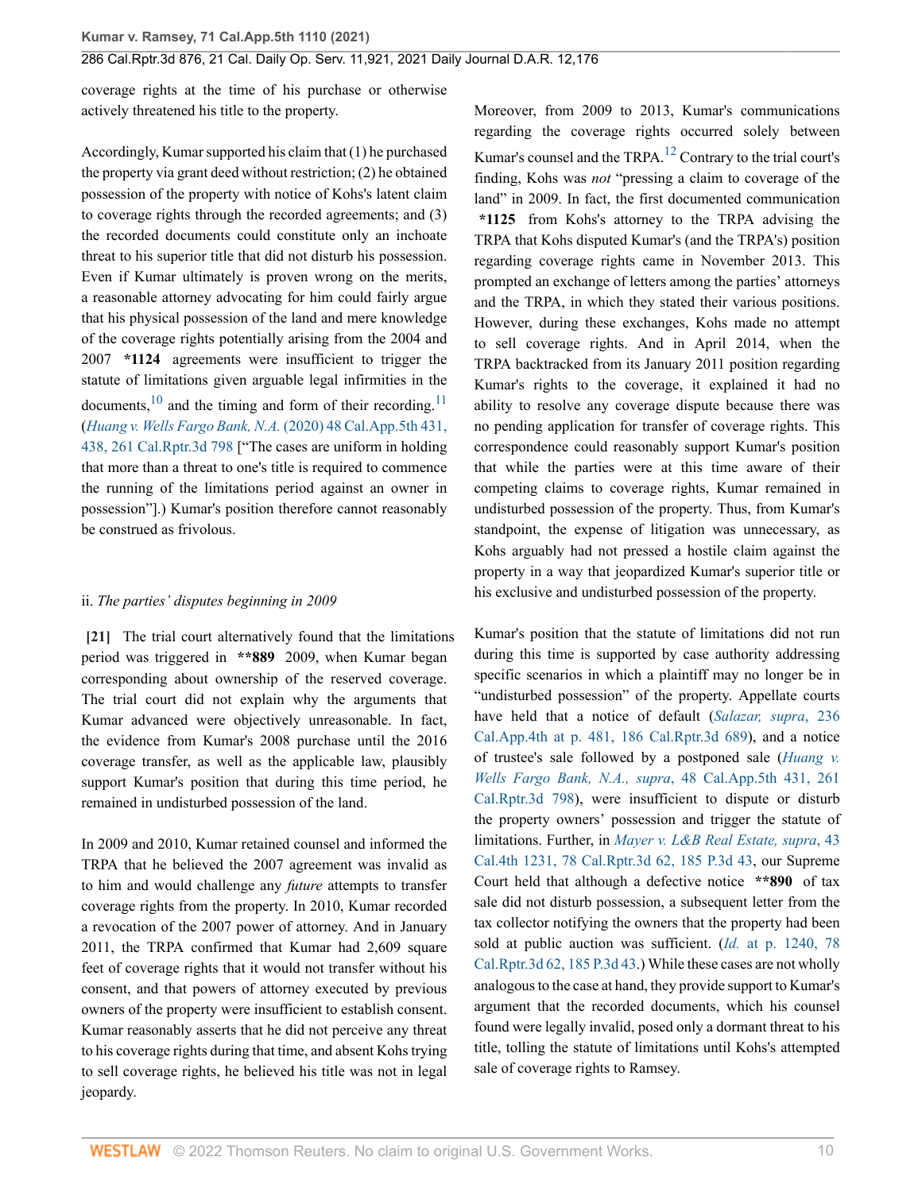coverage rights at the time of his purchase or otherwise actively threatened his title to the property.

Accordingly, Kumar supported his claim that (1) he purchased the property via grant deed without restriction; (2) he obtained possession of the property with notice of Kohs's latent claim to coverage rights through the recorded agreements; and (3) the recorded documents could constitute only an inchoate threat to his superior title that did not disturb his possession. Even if Kumar ultimately is proven wrong on the merits, a reasonable attorney advocating for him could fairly argue that his physical possession of the land and mere knowledge of the coverage rights potentially arising from the 2004 and 2007 **\*1124** agreements were insufficient to trigger the statute of limitations given arguable legal infirmities in the documents,[10] and the timing and form of their recording.[11] (*Huang v. Wells Fargo Bank, N.A.* (2020) 48 Cal.App.5th 431, 438, 261 Cal.Rptr.3d 798 ["The cases are uniform in holding that more than a threat to one's title is required to commence the running of the limitations period against an owner in possession"].) Kumar's position therefore cannot reasonably be construed as frivolous.

ii. *The parties' disputes beginning in 2009*

**[21]** The trial court alternatively found that the limitations period was triggered in **\*\*889** 2009, when Kumar began corresponding about ownership of the reserved coverage. The trial court did not explain why the arguments that Kumar advanced were objectively unreasonable. In fact, the evidence from Kumar's 2008 purchase until the 2016 coverage transfer, as well as the applicable law, plausibly support Kumar's position that during this time period, he remained in undisturbed possession of the land.

In 2009 and 2010, Kumar retained counsel and informed the TRPA that he believed the 2007 agreement was invalid as to him and would challenge any *future* attempts to transfer coverage rights from the property. In 2010, Kumar recorded a revocation of the 2007 power of attorney. And in January 2011, the TRPA confirmed that Kumar had 2,609 square feet of coverage rights that it would not transfer without his consent, and that powers of attorney executed by previous owners of the property were insufficient to establish consent. Kumar reasonably asserts that he did not perceive any threat to his coverage rights during that time, and absent Kohs trying to sell coverage rights, he believed his title was not in legal jeopardy.

Moreover, from 2009 to 2013, Kumar's communications regarding the coverage rights occurred solely between Kumar's counsel and the TRPA.[12] Contrary to the trial court's finding, Kohs was *not* "pressing a claim to coverage of the land" in 2009. In fact, the first documented communication **\*1125** from Kohs's attorney to the TRPA advising the TRPA that Kohs disputed Kumar's (and the TRPA's) position regarding coverage rights came in November 2013. This prompted an exchange of letters among the parties' attorneys and the TRPA, in which they stated their various positions. However, during these exchanges, Kohs made no attempt to sell coverage rights. And in April 2014, when the TRPA backtracked from its January 2011 position regarding Kumar's rights to the coverage, it explained it had no ability to resolve any coverage dispute because there was no pending application for transfer of coverage rights. This correspondence could reasonably support Kumar's position that while the parties were at this time aware of their competing claims to coverage rights, Kumar remained in undisturbed possession of the property. Thus, from Kumar's standpoint, the expense of litigation was unnecessary, as Kohs arguably had not pressed a hostile claim against the property in a way that jeopardized Kumar's superior title or his exclusive and undisturbed possession of the property.

Kumar's position that the statute of limitations did not run during this time is supported by case authority addressing specific scenarios in which a plaintiff may no longer be in "undisturbed possession" of the property. Appellate courts have held that a notice of default (*Salazar, supra*, 236 Cal.App.4th at p. 481, 186 Cal.Rptr.3d 689), and a notice of trustee's sale followed by a postponed sale (*Huang v. Wells Fargo Bank, N.A., supra*, 48 Cal.App.5th 431, 261 Cal.Rptr.3d 798), were insufficient to dispute or disturb the property owners' possession and trigger the statute of limitations. Further, in *Mayer v. L&B Real Estate, supra*, 43 Cal.4th 1231, 78 Cal.Rptr.3d 62, 185 P.3d 43, our Supreme Court held that although a defective notice **\*\*890** of tax sale did not disturb possession, a subsequent letter from the tax collector notifying the owners that the property had been sold at public auction was sufficient. (*Id.* at p. 1240, 78 Cal.Rptr.3d 62, 185 P.3d 43.) While these cases are not wholly analogous to the case at hand, they provide support to Kumar's argument that the recorded documents, which his counsel found were legally invalid, posed only a dormant threat to his title, tolling the statute of limitations until Kohs's attempted sale of coverage rights to Ramsey.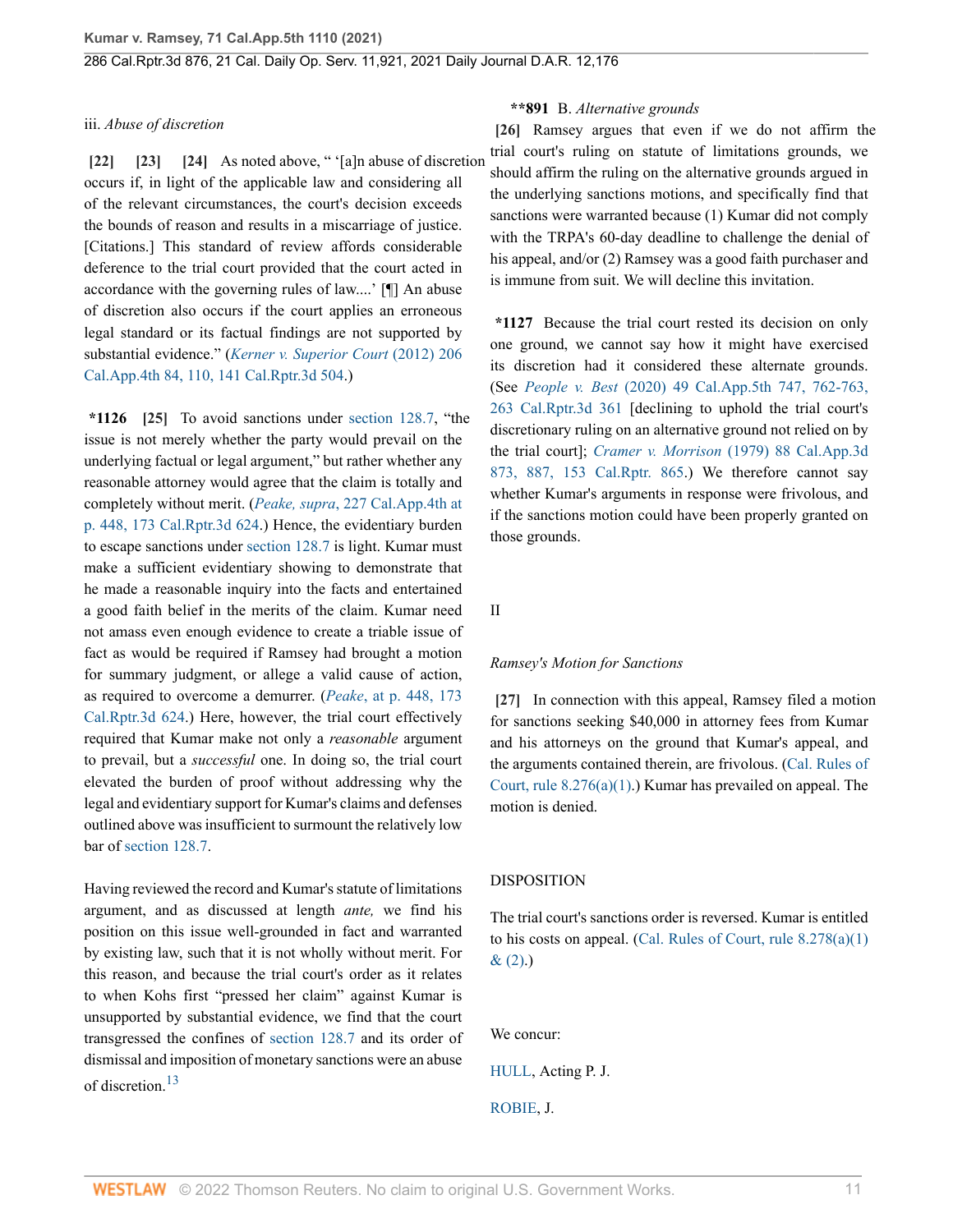iii. *Abuse of discretion*

**[22] [23] [24]** As noted above, " '[a]n abuse of discretion occurs if, in light of the applicable law and considering all of the relevant circumstances, the court's decision exceeds the bounds of reason and results in a miscarriage of justice. [Citations.] This standard of review affords considerable deference to the trial court provided that the court acted in accordance with the governing rules of law....' [¶] An abuse of discretion also occurs if the court applies an erroneous legal standard or its factual findings are not supported by substantial evidence." (*Kerner v. Superior Court* (2012) 206 Cal.App.4th 84, 110, 141 Cal.Rptr.3d 504.)

**\*1126 [25]** To avoid sanctions under section 128.7, "the issue is not merely whether the party would prevail on the underlying factual or legal argument," but rather whether any reasonable attorney would agree that the claim is totally and completely without merit. (*Peake, supra*, 227 Cal.App.4th at p. 448, 173 Cal.Rptr.3d 624.) Hence, the evidentiary burden to escape sanctions under section 128.7 is light. Kumar must make a sufficient evidentiary showing to demonstrate that he made a reasonable inquiry into the facts and entertained a good faith belief in the merits of the claim. Kumar need not amass even enough evidence to create a triable issue of fact as would be required if Ramsey had brought a motion for summary judgment, or allege a valid cause of action, as required to overcome a demurrer. (*Peake*, at p. 448, 173 Cal.Rptr.3d 624.) Here, however, the trial court effectively required that Kumar make not only a *reasonable* argument to prevail, but a *successful* one. In doing so, the trial court elevated the burden of proof without addressing why the legal and evidentiary support for Kumar's claims and defenses outlined above was insufficient to surmount the relatively low bar of section 128.7.

Having reviewed the record and Kumar's statute of limitations argument, and as discussed at length *ante,* we find his position on this issue well-grounded in fact and warranted by existing law, such that it is not wholly without merit. For this reason, and because the trial court's order as it relates to when Kohs first "pressed her claim" against Kumar is unsupported by substantial evidence, we find that the court transgressed the confines of section 128.7 and its order of dismissal and imposition of monetary sanctions were an abuse of discretion.[13]

**\*\*891** B. *Alternative grounds*

**[26]** Ramsey argues that even if we do not affirm the trial court's ruling on statute of limitations grounds, we should affirm the ruling on the alternative grounds argued in the underlying sanctions motions, and specifically find that sanctions were warranted because (1) Kumar did not comply with the TRPA's 60-day deadline to challenge the denial of his appeal, and/or (2) Ramsey was a good faith purchaser and is immune from suit. We will decline this invitation.

**\*1127** Because the trial court rested its decision on only one ground, we cannot say how it might have exercised its discretion had it considered these alternate grounds. (See *People v. Best* (2020) 49 Cal.App.5th 747, 762-763, 263 Cal.Rptr.3d 361 [declining to uphold the trial court's discretionary ruling on an alternative ground not relied on by the trial court]; *Cramer v. Morrison* (1979) 88 Cal.App.3d 873, 887, 153 Cal.Rptr. 865.) We therefore cannot say whether Kumar's arguments in response were frivolous, and if the sanctions motion could have been properly granted on those grounds.

## II

*Ramsey's Motion for Sanctions*

**[27]** In connection with this appeal, Ramsey filed a motion for sanctions seeking $40,000 in attorney fees from Kumar and his attorneys on the ground that Kumar's appeal, and the arguments contained therein, are frivolous. (Cal. Rules of Court, rule 8.276(a)(1).) Kumar has prevailed on appeal. The motion is denied.

## DISPOSITION

The trial court's sanctions order is reversed. Kumar is entitled to his costs on appeal. (Cal. Rules of Court, rule 8.278(a)(1) & (2).)

We concur:

HULL, Acting P. J.

ROBIE, J.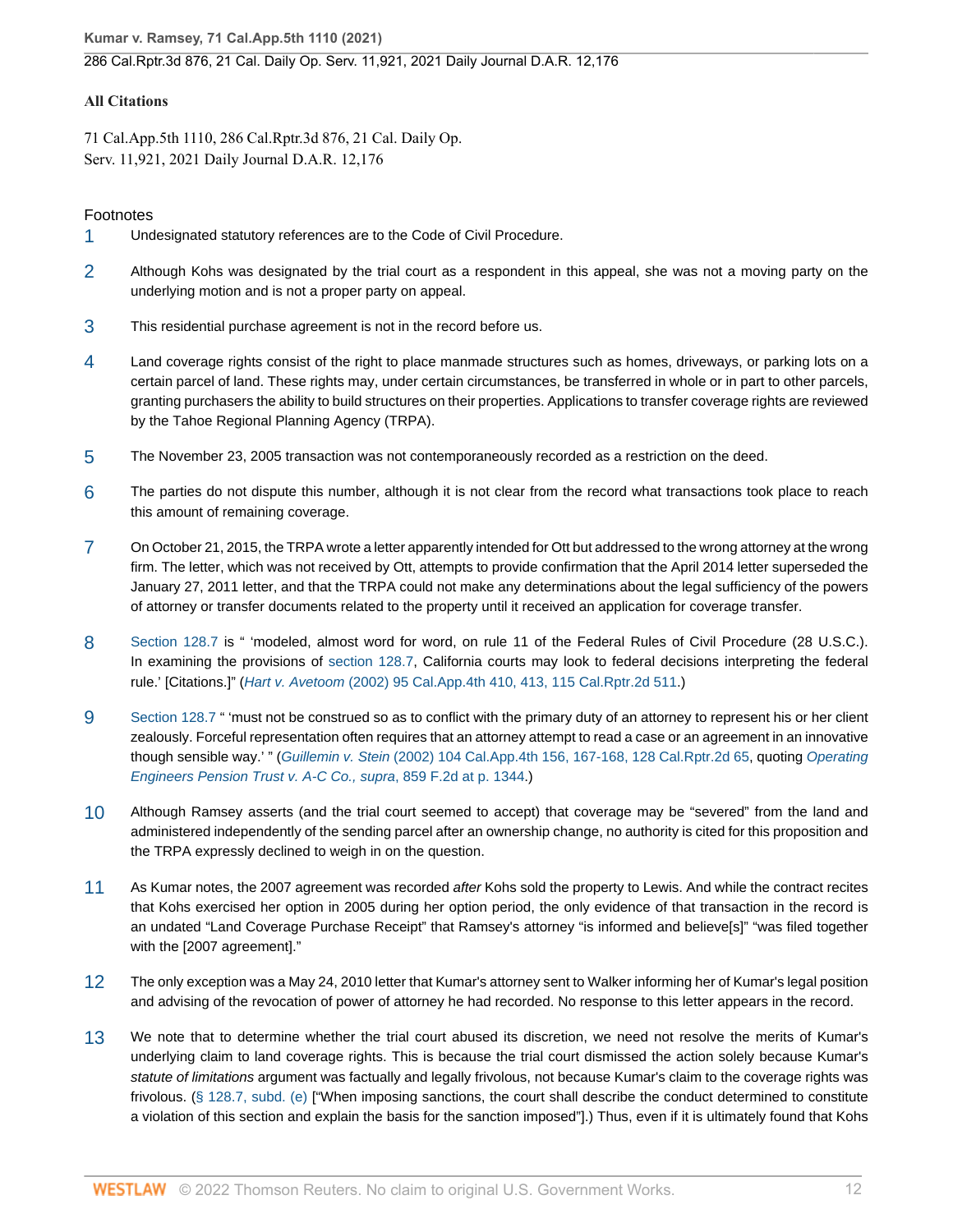**All Citations**

71 Cal.App.5th 1110, 286 Cal.Rptr.3d 876, 21 Cal. Daily Op. Serv. 11,921, 2021 Daily Journal D.A.R. 12,176

Footnotes

1 Undesignated statutory references are to the Code of Civil Procedure.

2 Although Kohs was designated by the trial court as a respondent in this appeal, she was not a moving party on the underlying motion and is not a proper party on appeal.

3 This residential purchase agreement is not in the record before us.

4 Land coverage rights consist of the right to place manmade structures such as homes, driveways, or parking lots on a certain parcel of land. These rights may, under certain circumstances, be transferred in whole or in part to other parcels, granting purchasers the ability to build structures on their properties. Applications to transfer coverage rights are reviewed by the Tahoe Regional Planning Agency (TRPA).

5 The November 23, 2005 transaction was not contemporaneously recorded as a restriction on the deed.

6 The parties do not dispute this number, although it is not clear from the record what transactions took place to reach this amount of remaining coverage.

7 On October 21, 2015, the TRPA wrote a letter apparently intended for Ott but addressed to the wrong attorney at the wrong firm. The letter, which was not received by Ott, attempts to provide confirmation that the April 2014 letter superseded the January 27, 2011 letter, and that the TRPA could not make any determinations about the legal sufficiency of the powers of attorney or transfer documents related to the property until it received an application for coverage transfer.

8 Section 128.7 is " 'modeled, almost word for word, on rule 11 of the Federal Rules of Civil Procedure (28 U.S.C.). In examining the provisions of section 128.7, California courts may look to federal decisions interpreting the federal rule.' [Citations.]" (*Hart v. Avetoom* (2002) 95 Cal.App.4th 410, 413, 115 Cal.Rptr.2d 511.)

9 Section 128.7 " 'must not be construed so as to conflict with the primary duty of an attorney to represent his or her client zealously. Forceful representation often requires that an attorney attempt to read a case or an agreement in an innovative though sensible way.' " (*Guillemin v. Stein* (2002) 104 Cal.App.4th 156, 167-168, 128 Cal.Rptr.2d 65, quoting *Operating Engineers Pension Trust v. A-C Co., supra*, 859 F.2d at p. 1344.)

10 Although Ramsey asserts (and the trial court seemed to accept) that coverage may be "severed" from the land and administered independently of the sending parcel after an ownership change, no authority is cited for this proposition and the TRPA expressly declined to weigh in on the question.

11 As Kumar notes, the 2007 agreement was recorded *after* Kohs sold the property to Lewis. And while the contract recites that Kohs exercised her option in 2005 during her option period, the only evidence of that transaction in the record is an undated "Land Coverage Purchase Receipt" that Ramsey's attorney "is informed and believe[s]" "was filed together with the [2007 agreement]."

12 The only exception was a May 24, 2010 letter that Kumar's attorney sent to Walker informing her of Kumar's legal position and advising of the revocation of power of attorney he had recorded. No response to this letter appears in the record.

13 We note that to determine whether the trial court abused its discretion, we need not resolve the merits of Kumar's underlying claim to land coverage rights. This is because the trial court dismissed the action solely because Kumar's *statute of limitations* argument was factually and legally frivolous, not because Kumar's claim to the coverage rights was frivolous. (§ 128.7, subd. (e) ["When imposing sanctions, the court shall describe the conduct determined to constitute a violation of this section and explain the basis for the sanction imposed"].) Thus, even if it is ultimately found that Kohs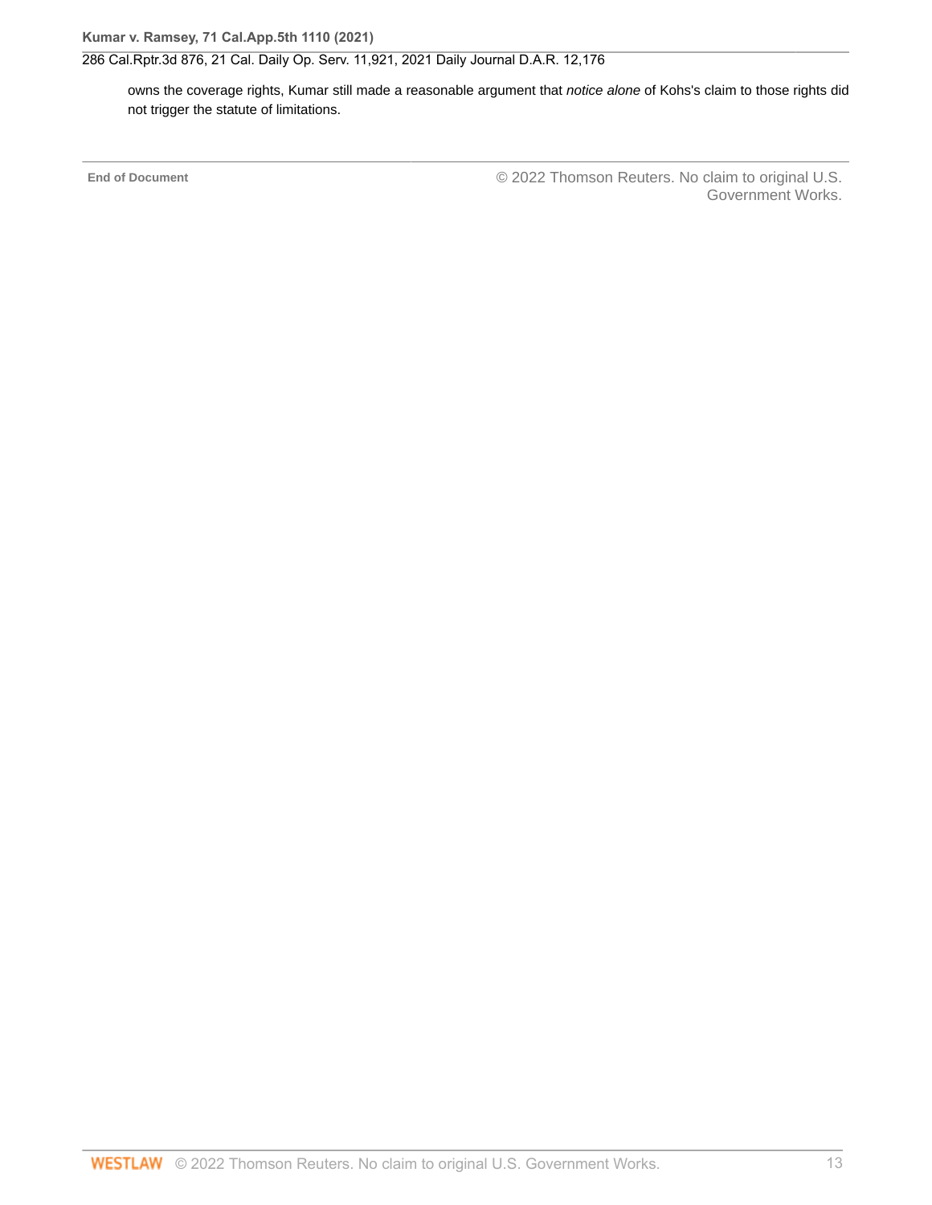owns the coverage rights, Kumar still made a reasonable argument that *notice alone* of Kohs's claim to those rights did not trigger the statute of limitations.

End of Document

© 2022 Thomson Reuters. No claim to original U.S. Government Works.